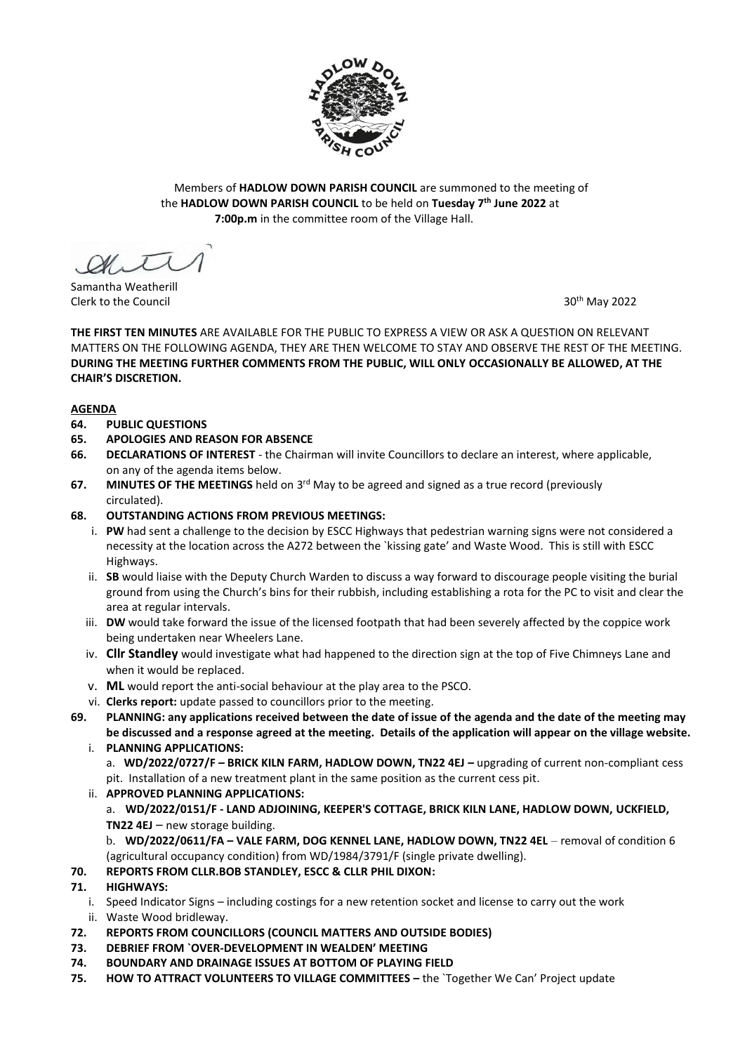Members of **HADLOW DOWN PARISH COUNCIL** are summoned to the meeting of the **HADLOW DOWN PARISH COUNCIL** to be held on **Tuesday 7th June 2022** at **7:00p.m** in the committee room of the Village Hall.

Samantha Weatherill
Clerk to the Council

30th May 2022

**THE FIRST TEN MINUTES** ARE AVAILABLE FOR THE PUBLIC TO EXPRESS A VIEW OR ASK A QUESTION ON RELEVANT MATTERS ON THE FOLLOWING AGENDA, THEY ARE THEN WELCOME TO STAY AND OBSERVE THE REST OF THE MEETING. **DURING THE MEETING FURTHER COMMENTS FROM THE PUBLIC, WILL ONLY OCCASIONALLY BE ALLOWED, AT THE CHAIR'S DISCRETION.**

**AGENDA**

**64. PUBLIC QUESTIONS**

**65. APOLOGIES AND REASON FOR ABSENCE**

**66. DECLARATIONS OF INTEREST** - the Chairman will invite Councillors to declare an interest, where applicable, on any of the agenda items below.

**67. MINUTES OF THE MEETINGS** held on 3rd May to be agreed and signed as a true record (previously circulated).

**68. OUTSTANDING ACTIONS FROM PREVIOUS MEETINGS:**

i. **PW** had sent a challenge to the decision by ESCC Highways that pedestrian warning signs were not considered a necessity at the location across the A272 between the `kissing gate' and Waste Wood. This is still with ESCC Highways.

ii. **SB** would liaise with the Deputy Church Warden to discuss a way forward to discourage people visiting the burial ground from using the Church's bins for their rubbish, including establishing a rota for the PC to visit and clear the area at regular intervals.

iii. **DW** would take forward the issue of the licensed footpath that had been severely affected by the coppice work being undertaken near Wheelers Lane.

iv. **Cllr Standley** would investigate what had happened to the direction sign at the top of Five Chimneys Lane and when it would be replaced.

v. **ML** would report the anti-social behaviour at the play area to the PSCO.

vi. **Clerks report:** update passed to councillors prior to the meeting.

**69. PLANNING: any applications received between the date of issue of the agenda and the date of the meeting may be discussed and a response agreed at the meeting. Details of the application will appear on the village website.**

i. **PLANNING APPLICATIONS:**

a. **WD/2022/0727/F – BRICK KILN FARM, HADLOW DOWN, TN22 4EJ –** upgrading of current non-compliant cess pit. Installation of a new treatment plant in the same position as the current cess pit.

ii. **APPROVED PLANNING APPLICATIONS:**

a. **WD/2022/0151/F - LAND ADJOINING, KEEPER'S COTTAGE, BRICK KILN LANE, HADLOW DOWN, UCKFIELD, TN22 4EJ** – new storage building.

b. **WD/2022/0611/FA – VALE FARM, DOG KENNEL LANE, HADLOW DOWN, TN22 4EL** – removal of condition 6 (agricultural occupancy condition) from WD/1984/3791/F (single private dwelling).

**70. REPORTS FROM CLLR.BOB STANDLEY, ESCC & CLLR PHIL DIXON:**

**71. HIGHWAYS:**

i. Speed Indicator Signs – including costings for a new retention socket and license to carry out the work

ii. Waste Wood bridleway.

**72. REPORTS FROM COUNCILLORS (COUNCIL MATTERS AND OUTSIDE BODIES)**

**73. DEBRIEF FROM `OVER-DEVELOPMENT IN WEALDEN' MEETING**

**74. BOUNDARY AND DRAINAGE ISSUES AT BOTTOM OF PLAYING FIELD**

**75. HOW TO ATTRACT VOLUNTEERS TO VILLAGE COMMITTEES –** the `Together We Can' Project update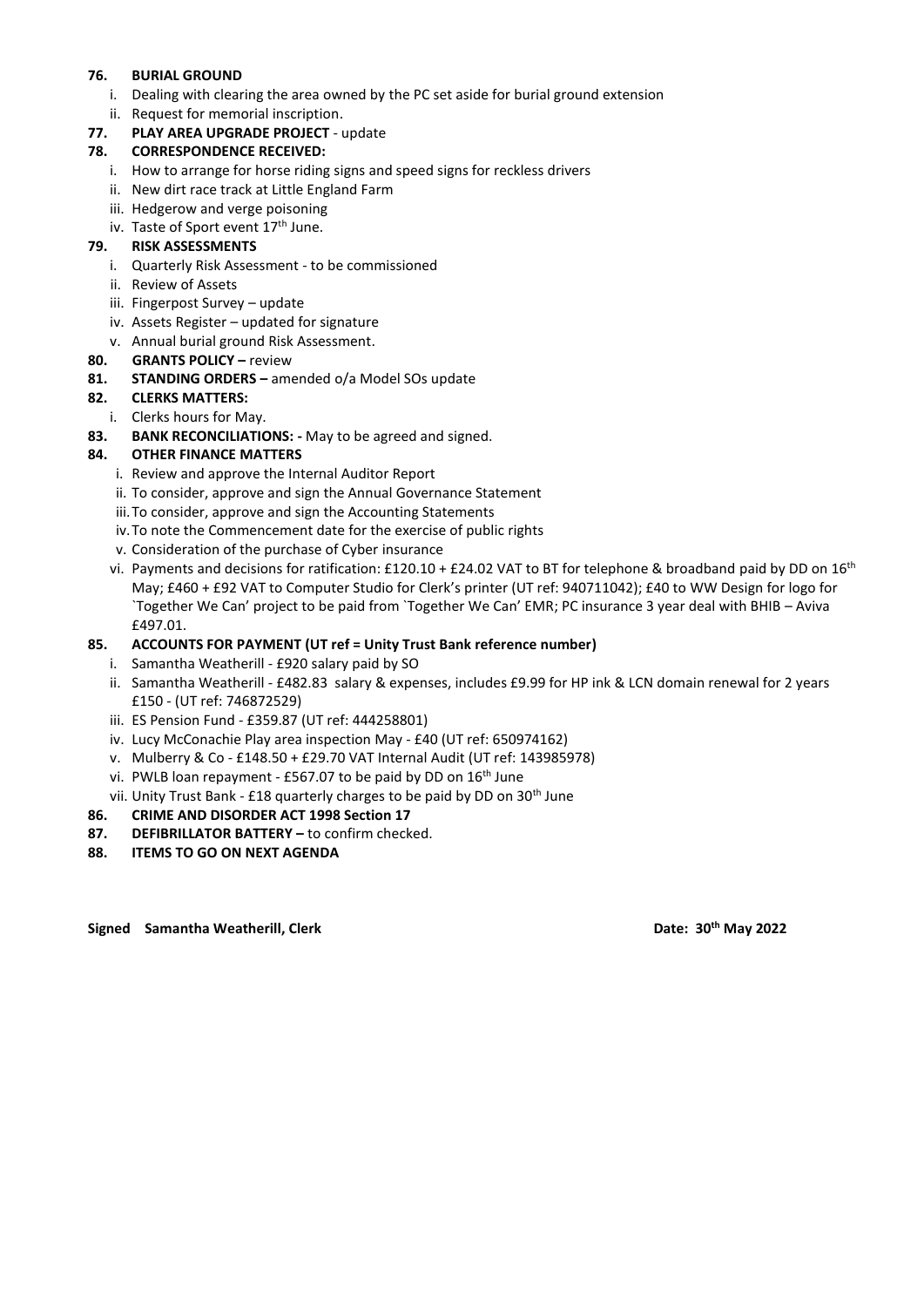**76. BURIAL GROUND**

i. Dealing with clearing the area owned by the PC set aside for burial ground extension
ii. Request for memorial inscription.

**77. PLAY AREA UPGRADE PROJECT** - update

**78. CORRESPONDENCE RECEIVED:**

i. How to arrange for horse riding signs and speed signs for reckless drivers
ii. New dirt race track at Little England Farm
iii. Hedgerow and verge poisoning
iv. Taste of Sport event 17th June.

**79. RISK ASSESSMENTS**

i. Quarterly Risk Assessment - to be commissioned
ii. Review of Assets
iii. Fingerpost Survey – update
iv. Assets Register – updated for signature
v. Annual burial ground Risk Assessment.

**80. GRANTS POLICY –** review

**81. STANDING ORDERS –** amended o/a Model SOs update

**82. CLERKS MATTERS:**

i. Clerks hours for May.

**83. BANK RECONCILIATIONS: -** May to be agreed and signed.

**84. OTHER FINANCE MATTERS**

i. Review and approve the Internal Auditor Report
ii. To consider, approve and sign the Annual Governance Statement
iii. To consider, approve and sign the Accounting Statements
iv. To note the Commencement date for the exercise of public rights
v. Consideration of the purchase of Cyber insurance
vi. Payments and decisions for ratification: £120.10 + £24.02 VAT to BT for telephone & broadband paid by DD on 16th May; £460 + £92 VAT to Computer Studio for Clerk's printer (UT ref: 940711042); £40 to WW Design for logo for `Together We Can' project to be paid from `Together We Can' EMR; PC insurance 3 year deal with BHIB – Aviva £497.01.

**85. ACCOUNTS FOR PAYMENT (UT ref = Unity Trust Bank reference number)**

i. Samantha Weatherill - £920 salary paid by SO
ii. Samantha Weatherill - £482.83 salary & expenses, includes £9.99 for HP ink & LCN domain renewal for 2 years £150 - (UT ref: 746872529)
iii. ES Pension Fund - £359.87 (UT ref: 444258801)
iv. Lucy McConachie Play area inspection May - £40 (UT ref: 650974162)
v. Mulberry & Co - £148.50 + £29.70 VAT Internal Audit (UT ref: 143985978)
vi. PWLB loan repayment - £567.07 to be paid by DD on 16th June
vii. Unity Trust Bank - £18 quarterly charges to be paid by DD on 30th June

**86. CRIME AND DISORDER ACT 1998 Section 17**

**87. DEFIBRILLATOR BATTERY –** to confirm checked.

**88. ITEMS TO GO ON NEXT AGENDA**

**Signed Samantha Weatherill, Clerk** **Date: 30th May 2022**